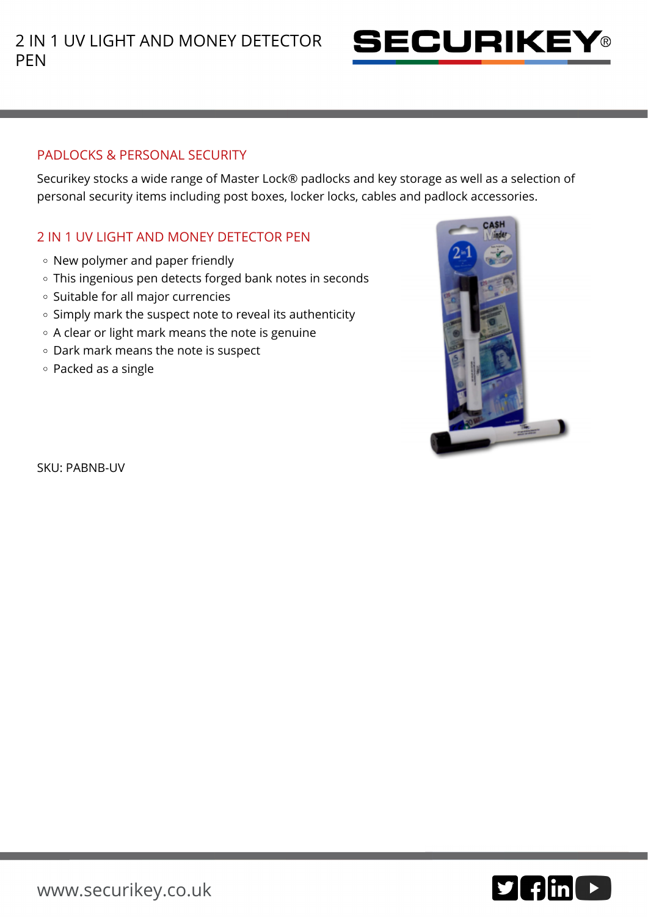# 2 IN 1 UV LIGHT AND MONEY DETECTOR PEN

SECURIKEY®

## PADLOCKS & PERSONAL SECURITY

Securikey stocks a wide range of Master Lock® padlocks and key storage as well as a selection of personal security items including post boxes, locker locks, cables and padlock accessories.

## 2 IN 1 UV LIGHT AND MONEY DETECTOR PEN

- New polymer and paper friendly
- This ingenious pen detects forged bank notes in seconds
- Suitable for all major currencies
- Simply mark the suspect note to reveal its authenticity
- A clear or light mark means the note is genuine
- Dark mark means the note is suspect
- Packed as a single

SKU: PABNB-UV

www.securikey.co.uk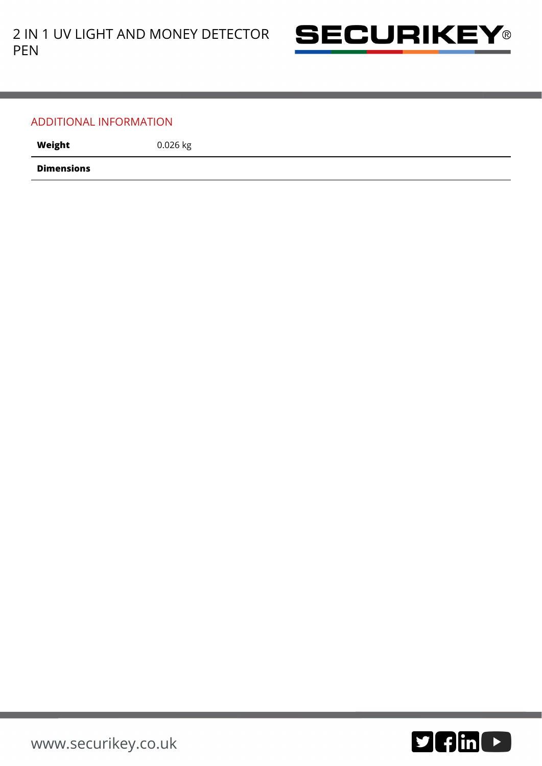## ADDITIONAL INFORMATION

| | |
|---|---|
| **Weight** | 0.026 kg |
| **Dimensions** | |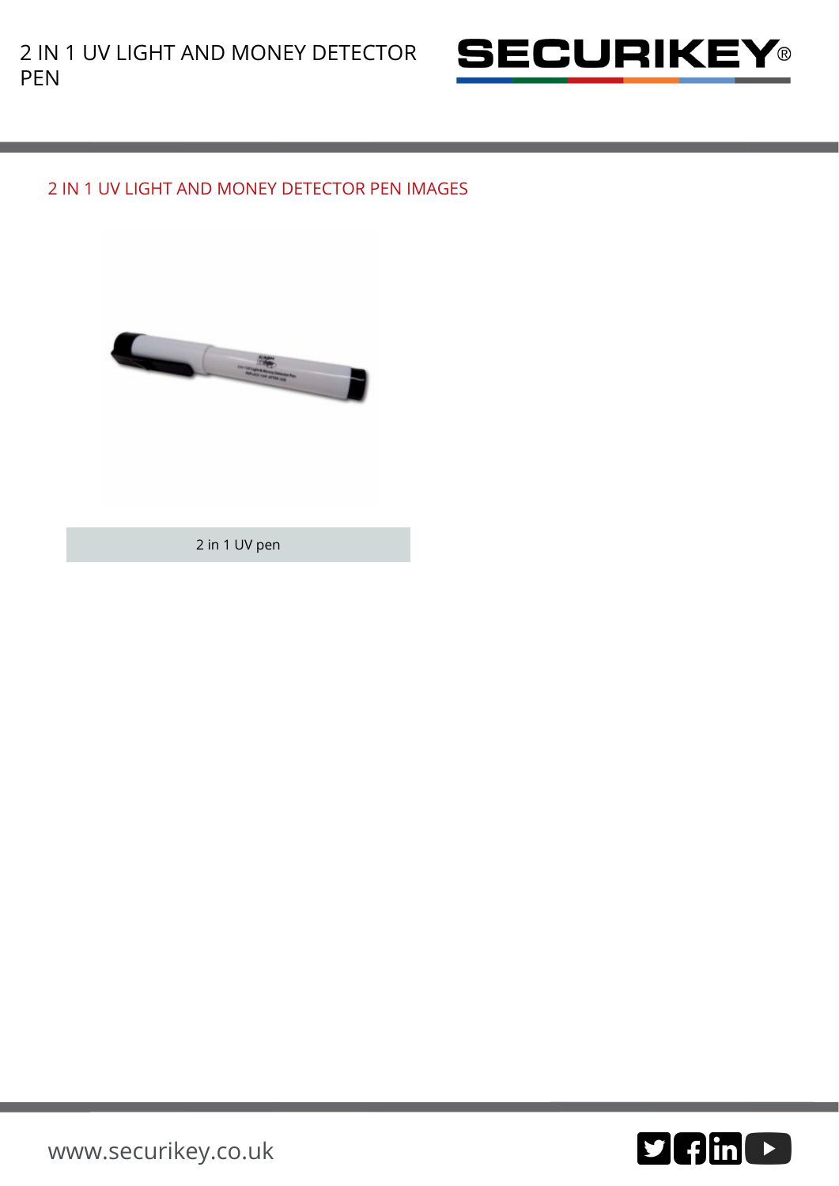## 2 IN 1 UV LIGHT AND MONEY DETECTOR PEN IMAGES

2 in 1 UV pen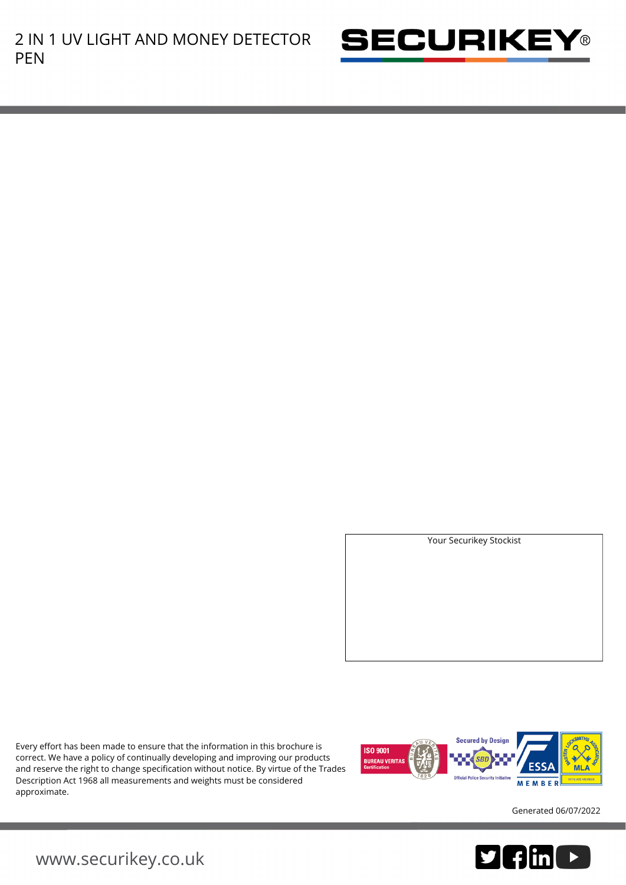2 IN 1 UV LIGHT AND MONEY DETECTOR PEN

SECURIKEY®

Your Securikey Stockist

Every effort has been made to ensure that the information in this brochure is correct. We have a policy of continually developing and improving our products and reserve the right to change specification without notice. By virtue of the Trades Description Act 1968 all measurements and weights must be considered approximate.

Generated 06/07/2022

www.securikey.co.uk